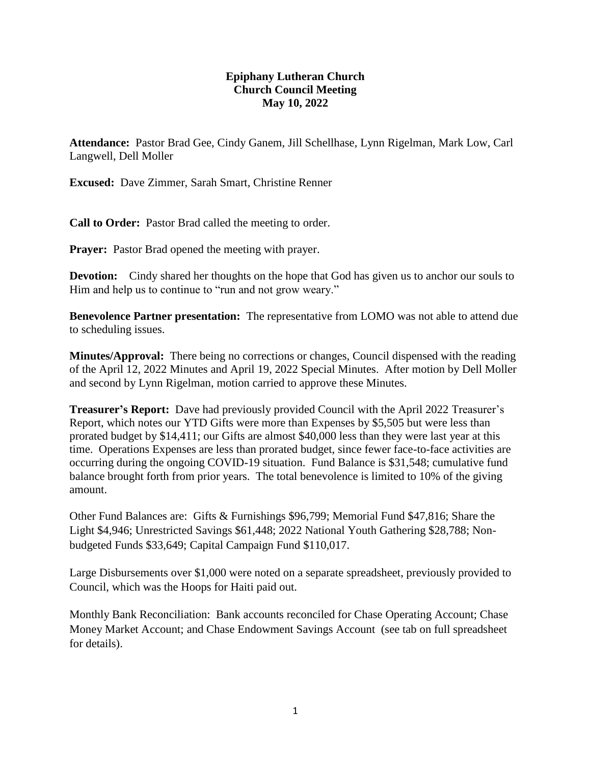# Epiphany Lutheran Church
## Church Council Meeting
## May 10, 2022

**Attendance:** Pastor Brad Gee, Cindy Ganem, Jill Schellhase, Lynn Rigelman, Mark Low, Carl Langwell, Dell Moller

**Excused:** Dave Zimmer, Sarah Smart, Christine Renner

**Call to Order:** Pastor Brad called the meeting to order.

**Prayer:** Pastor Brad opened the meeting with prayer.

**Devotion:** Cindy shared her thoughts on the hope that God has given us to anchor our souls to Him and help us to continue to "run and not grow weary."

**Benevolence Partner presentation:** The representative from LOMO was not able to attend due to scheduling issues.

**Minutes/Approval:** There being no corrections or changes, Council dispensed with the reading of the April 12, 2022 Minutes and April 19, 2022 Special Minutes. After motion by Dell Moller and second by Lynn Rigelman, motion carried to approve these Minutes.

**Treasurer's Report:** Dave had previously provided Council with the April 2022 Treasurer's Report, which notes our YTD Gifts were more than Expenses by $5,505 but were less than prorated budget by $14,411; our Gifts are almost $40,000 less than they were last year at this time. Operations Expenses are less than prorated budget, since fewer face-to-face activities are occurring during the ongoing COVID-19 situation. Fund Balance is $31,548; cumulative fund balance brought forth from prior years. The total benevolence is limited to 10% of the giving amount.

Other Fund Balances are: Gifts & Furnishings $96,799; Memorial Fund $47,816; Share the Light $4,946; Unrestricted Savings $61,448; 2022 National Youth Gathering $28,788; Non-budgeted Funds $33,649; Capital Campaign Fund $110,017.

Large Disbursements over $1,000 were noted on a separate spreadsheet, previously provided to Council, which was the Hoops for Haiti paid out.

Monthly Bank Reconciliation: Bank accounts reconciled for Chase Operating Account; Chase Money Market Account; and Chase Endowment Savings Account (see tab on full spreadsheet for details).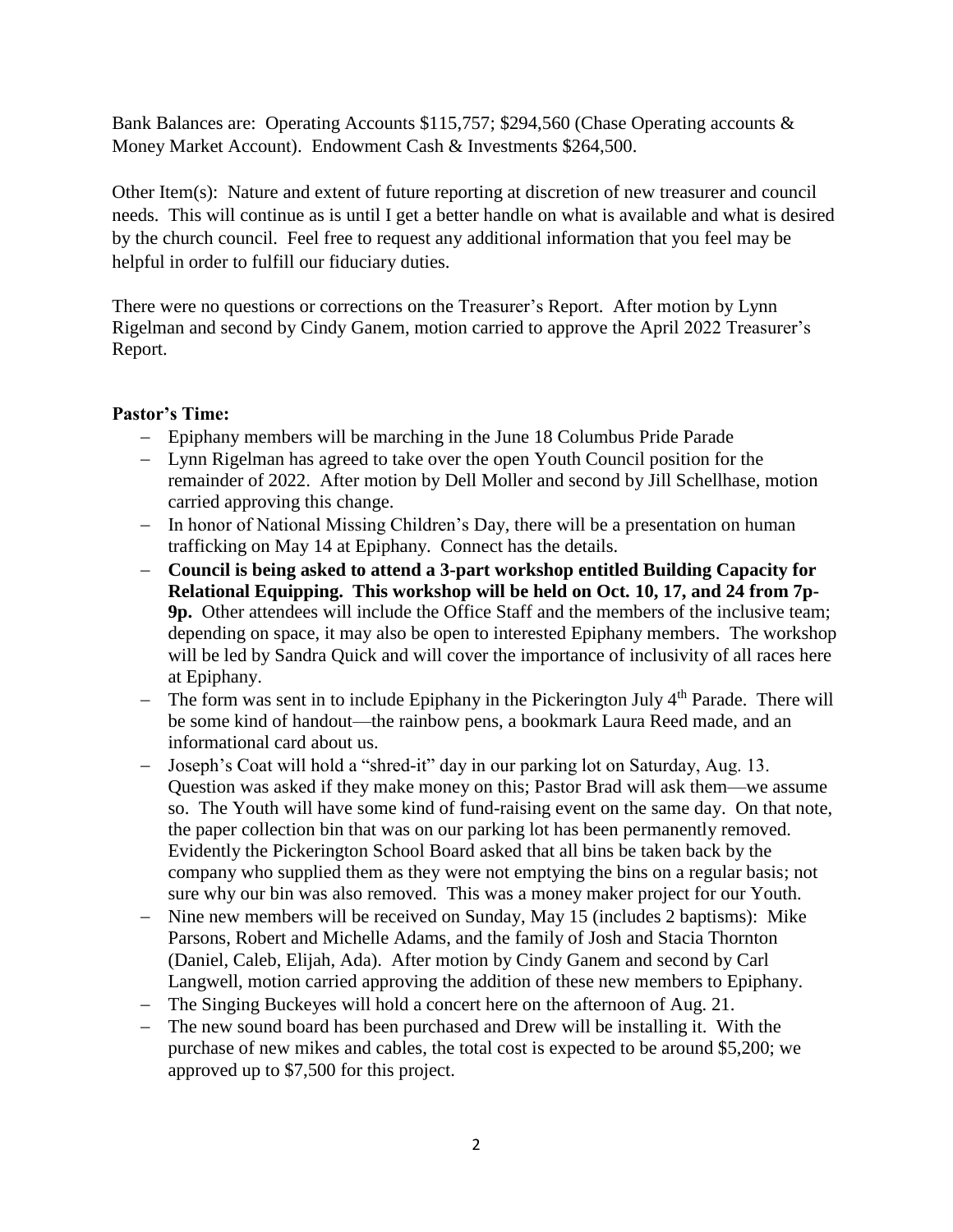Bank Balances are: Operating Accounts $115,757; $294,560 (Chase Operating accounts & Money Market Account). Endowment Cash & Investments $264,500.

Other Item(s): Nature and extent of future reporting at discretion of new treasurer and council needs. This will continue as is until I get a better handle on what is available and what is desired by the church council. Feel free to request any additional information that you feel may be helpful in order to fulfill our fiduciary duties.

There were no questions or corrections on the Treasurer's Report. After motion by Lynn Rigelman and second by Cindy Ganem, motion carried to approve the April 2022 Treasurer's Report.

**Pastor's Time:**

- Epiphany members will be marching in the June 18 Columbus Pride Parade
- Lynn Rigelman has agreed to take over the open Youth Council position for the remainder of 2022. After motion by Dell Moller and second by Jill Schellhase, motion carried approving this change.
- In honor of National Missing Children's Day, there will be a presentation on human trafficking on May 14 at Epiphany. Connect has the details.
- **Council is being asked to attend a 3-part workshop entitled Building Capacity for Relational Equipping. This workshop will be held on Oct. 10, 17, and 24 from 7p-9p.** Other attendees will include the Office Staff and the members of the inclusive team; depending on space, it may also be open to interested Epiphany members. The workshop will be led by Sandra Quick and will cover the importance of inclusivity of all races here at Epiphany.
- The form was sent in to include Epiphany in the Pickerington July 4th Parade. There will be some kind of handout—the rainbow pens, a bookmark Laura Reed made, and an informational card about us.
- Joseph's Coat will hold a "shred-it" day in our parking lot on Saturday, Aug. 13. Question was asked if they make money on this; Pastor Brad will ask them—we assume so. The Youth will have some kind of fund-raising event on the same day. On that note, the paper collection bin that was on our parking lot has been permanently removed. Evidently the Pickerington School Board asked that all bins be taken back by the company who supplied them as they were not emptying the bins on a regular basis; not sure why our bin was also removed. This was a money maker project for our Youth.
- Nine new members will be received on Sunday, May 15 (includes 2 baptisms): Mike Parsons, Robert and Michelle Adams, and the family of Josh and Stacia Thornton (Daniel, Caleb, Elijah, Ada). After motion by Cindy Ganem and second by Carl Langwell, motion carried approving the addition of these new members to Epiphany.
- The Singing Buckeyes will hold a concert here on the afternoon of Aug. 21.
- The new sound board has been purchased and Drew will be installing it. With the purchase of new mikes and cables, the total cost is expected to be around $5,200; we approved up to $7,500 for this project.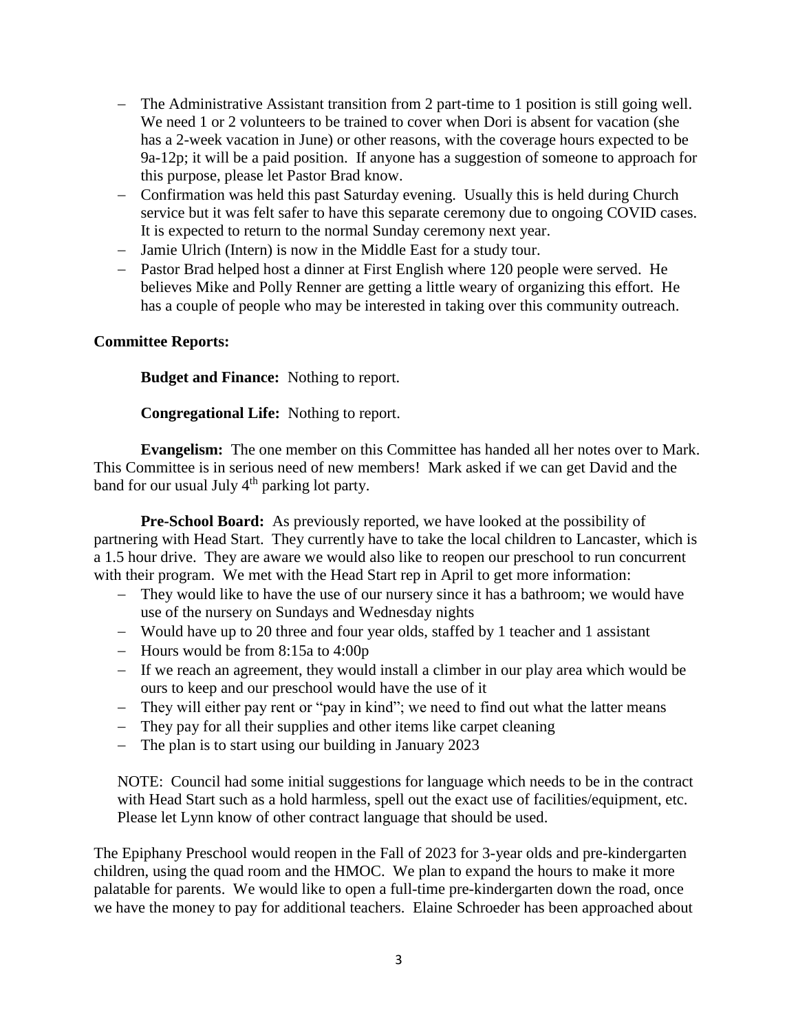- The Administrative Assistant transition from 2 part-time to 1 position is still going well. We need 1 or 2 volunteers to be trained to cover when Dori is absent for vacation (she has a 2-week vacation in June) or other reasons, with the coverage hours expected to be 9a-12p; it will be a paid position. If anyone has a suggestion of someone to approach for this purpose, please let Pastor Brad know.
- Confirmation was held this past Saturday evening. Usually this is held during Church service but it was felt safer to have this separate ceremony due to ongoing COVID cases. It is expected to return to the normal Sunday ceremony next year.
- Jamie Ulrich (Intern) is now in the Middle East for a study tour.
- Pastor Brad helped host a dinner at First English where 120 people were served. He believes Mike and Polly Renner are getting a little weary of organizing this effort. He has a couple of people who may be interested in taking over this community outreach.

**Committee Reports:**

**Budget and Finance:** Nothing to report.

**Congregational Life:** Nothing to report.

**Evangelism:** The one member on this Committee has handed all her notes over to Mark. This Committee is in serious need of new members! Mark asked if we can get David and the band for our usual July 4th parking lot party.

**Pre-School Board:** As previously reported, we have looked at the possibility of partnering with Head Start. They currently have to take the local children to Lancaster, which is a 1.5 hour drive. They are aware we would also like to reopen our preschool to run concurrent with their program. We met with the Head Start rep in April to get more information:

- They would like to have the use of our nursery since it has a bathroom; we would have use of the nursery on Sundays and Wednesday nights
- Would have up to 20 three and four year olds, staffed by 1 teacher and 1 assistant
- Hours would be from 8:15a to 4:00p
- If we reach an agreement, they would install a climber in our play area which would be ours to keep and our preschool would have the use of it
- They will either pay rent or "pay in kind"; we need to find out what the latter means
- They pay for all their supplies and other items like carpet cleaning
- The plan is to start using our building in January 2023

NOTE: Council had some initial suggestions for language which needs to be in the contract with Head Start such as a hold harmless, spell out the exact use of facilities/equipment, etc. Please let Lynn know of other contract language that should be used.

The Epiphany Preschool would reopen in the Fall of 2023 for 3-year olds and pre-kindergarten children, using the quad room and the HMOC. We plan to expand the hours to make it more palatable for parents. We would like to open a full-time pre-kindergarten down the road, once we have the money to pay for additional teachers. Elaine Schroeder has been approached about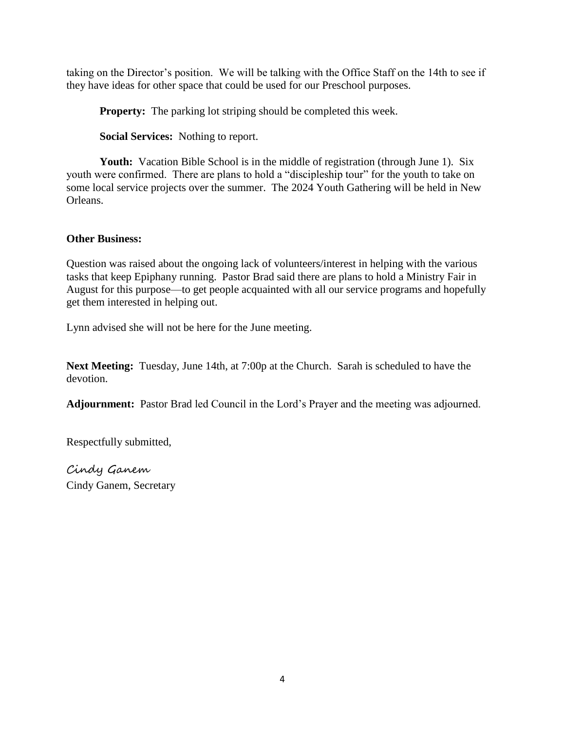taking on the Director's position. We will be talking with the Office Staff on the 14th to see if they have ideas for other space that could be used for our Preschool purposes.

**Property:** The parking lot striping should be completed this week.

**Social Services:** Nothing to report.

**Youth:** Vacation Bible School is in the middle of registration (through June 1). Six youth were confirmed. There are plans to hold a "discipleship tour" for the youth to take on some local service projects over the summer. The 2024 Youth Gathering will be held in New Orleans.

**Other Business:**

Question was raised about the ongoing lack of volunteers/interest in helping with the various tasks that keep Epiphany running. Pastor Brad said there are plans to hold a Ministry Fair in August for this purpose—to get people acquainted with all our service programs and hopefully get them interested in helping out.

Lynn advised she will not be here for the June meeting.

**Next Meeting:** Tuesday, June 14th, at 7:00p at the Church. Sarah is scheduled to have the devotion.

**Adjournment:** Pastor Brad led Council in the Lord's Prayer and the meeting was adjourned.

Respectfully submitted,

*Cindy Ganem*

Cindy Ganem, Secretary